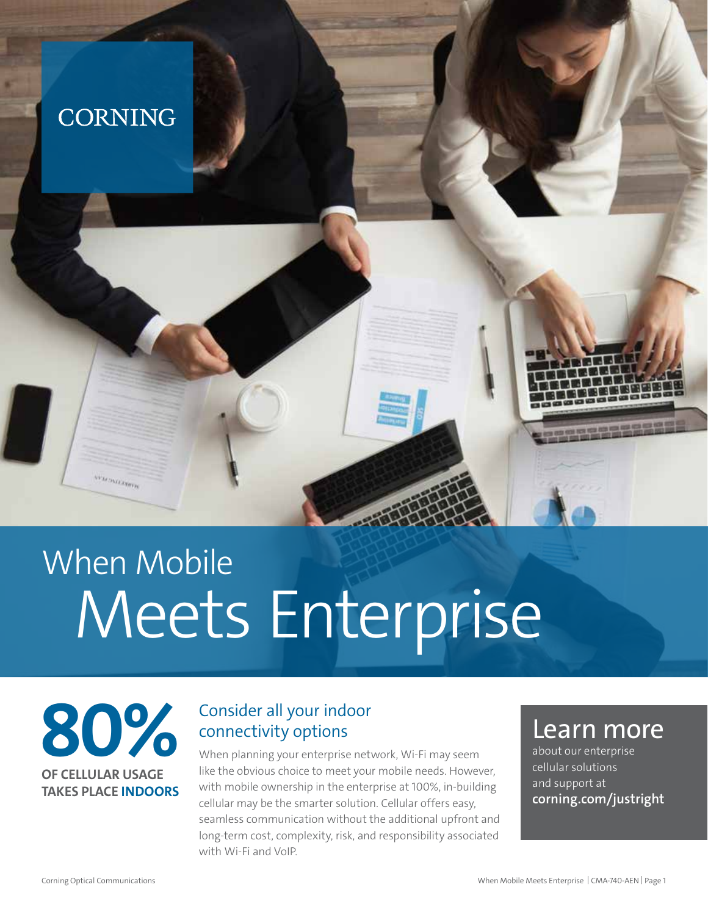CORNING

# When Mobile Meets Enterprise

**80%**

**OF CELLULAR USAGE TAKES PLACE INDOORS**

## Consider all your indoor connectivity options

When planning your enterprise network, Wi-Fi may seem like the obvious choice to meet your mobile needs. However, with mobile ownership in the enterprise at 100%, in-building cellular may be the smarter solution. Cellular offers easy, seamless communication without the additional upfront and long-term cost, complexity, risk, and responsibility associated with Wi-Fi and VoIP.

## Learn more

about our enterprise cellular solutions and support at **corning.com/justright**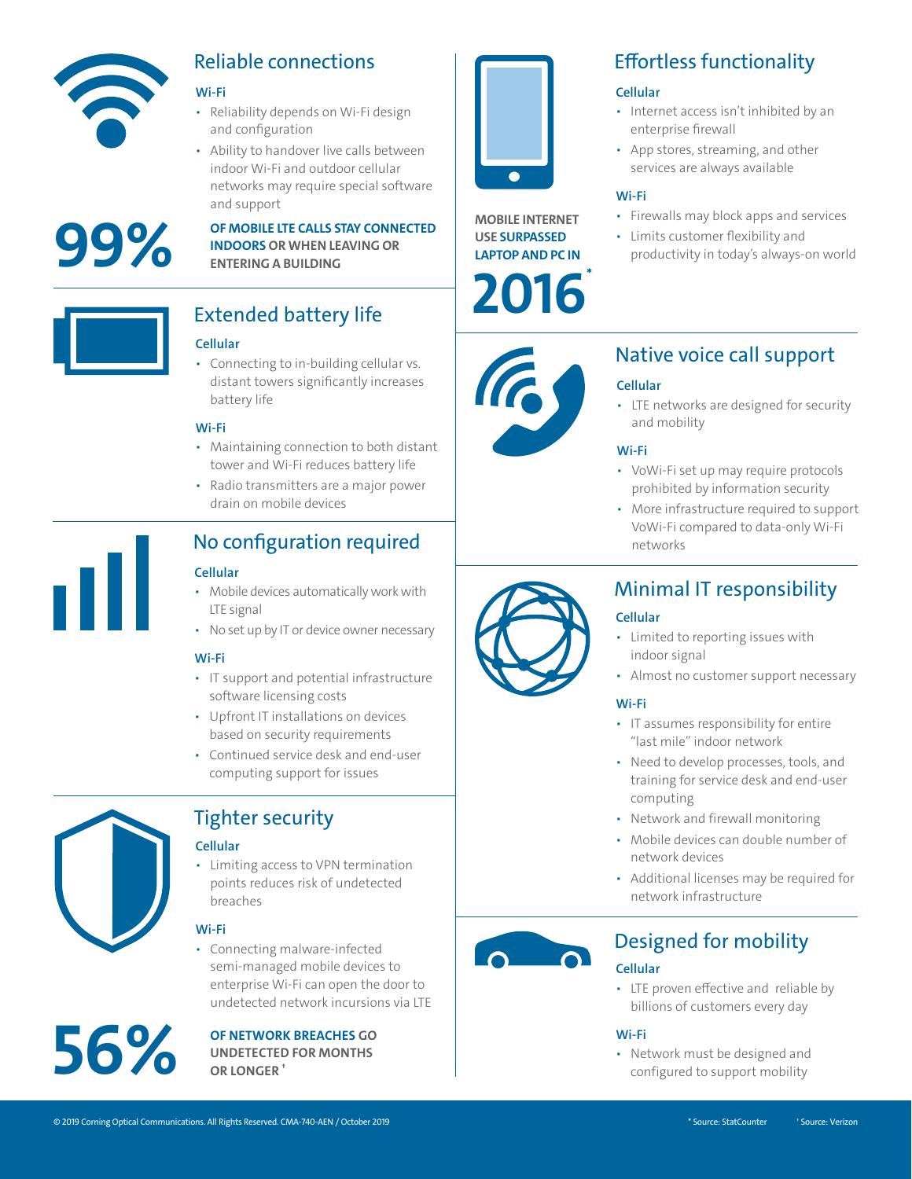## Reliable connections

### Wi-Fi

- Reliability depends on Wi-Fi design and configuration
- Ability to handover live calls between indoor Wi-Fi and outdoor cellular networks may require special software and support

**99%** **OF MOBILE LTE CALLS STAY CONNECTED INDOORS OR WHEN LEAVING OR ENTERING A BUILDING**

## Extended battery life

### Cellular

- Connecting to in-building cellular vs. distant towers significantly increases battery life

### Wi-Fi

- Maintaining connection to both distant tower and Wi-Fi reduces battery life
- Radio transmitters are a major power drain on mobile devices

## No configuration required

### Cellular

- Mobile devices automatically work with LTE signal
- No set up by IT or device owner necessary

### Wi-Fi

- IT support and potential infrastructure software licensing costs
- Upfront IT installations on devices based on security requirements
- Continued service desk and end-user computing support for issues

## Tighter security

### Cellular

- Limiting access to VPN termination points reduces risk of undetected breaches

### Wi-Fi

- Connecting malware-infected semi-managed mobile devices to enterprise Wi-Fi can open the door to undetected network incursions via LTE

**56%** **OF NETWORK BREACHES GO UNDETECTED FOR MONTHS OR LONGER** [†]

**MOBILE INTERNET USE SURPASSED LAPTOP AND PC IN**

**2016** [*]

## Effortless functionality

### Cellular

- Internet access isn't inhibited by an enterprise firewall
- App stores, streaming, and other services are always available

### Wi-Fi

- Firewalls may block apps and services
- Limits customer flexibility and productivity in today's always-on world

## Native voice call support

### Cellular

- LTE networks are designed for security and mobility

### Wi-Fi

- VoWi-Fi set up may require protocols prohibited by information security
- More infrastructure required to support VoWi-Fi compared to data-only Wi-Fi networks

## Minimal IT responsibility

### Cellular

- Limited to reporting issues with indoor signal
- Almost no customer support necessary

### Wi-Fi

- IT assumes responsibility for entire "last mile" indoor network
- Need to develop processes, tools, and training for service desk and end-user computing
- Network and firewall monitoring
- Mobile devices can double number of network devices
- Additional licenses may be required for network infrastructure

## Designed for mobility

### Cellular

- LTE proven effective and reliable by billions of customers every day

### Wi-Fi

- Network must be designed and configured to support mobility

© 2019 Corning Optical Communications. All Rights Reserved. CMA-740-AEN / October 2019

\* Source: StatCounter † Source: Verizon